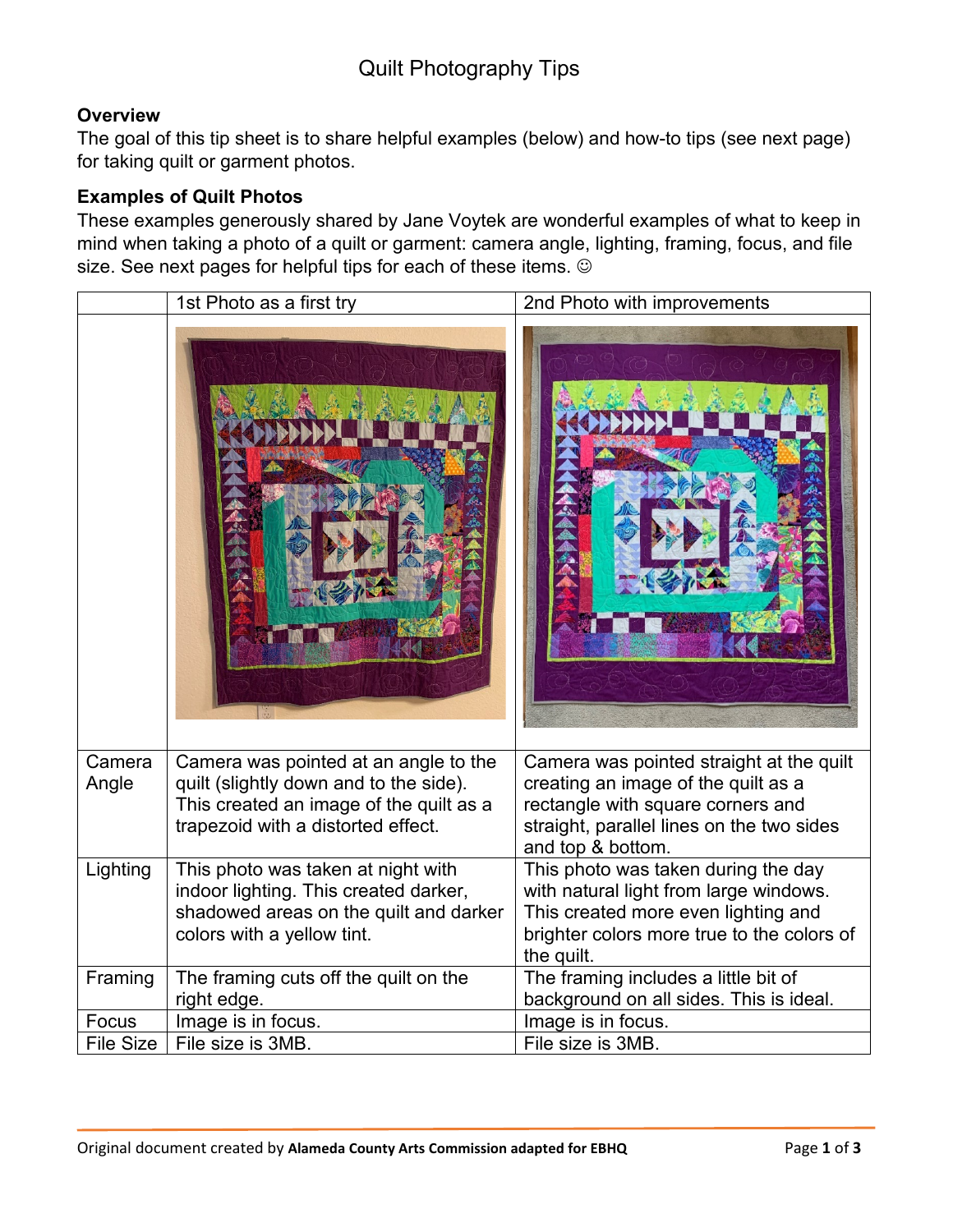# Quilt Photography Tips

## Overview

The goal of this tip sheet is to share helpful examples (below) and how-to tips (see next page) for taking quilt or garment photos.

## Examples of Quilt Photos

These examples generously shared by Jane Voytek are wonderful examples of what to keep in mind when taking a photo of a quilt or garment: camera angle, lighting, framing, focus, and file size. See next pages for helpful tips for each of these items. ☺

| | 1st Photo as a first try | 2nd Photo with improvements |
|---|---|---|
| | | |
| Camera Angle | Camera was pointed at an angle to the quilt (slightly down and to the side). This created an image of the quilt as a trapezoid with a distorted effect. | Camera was pointed straight at the quilt creating an image of the quilt as a rectangle with square corners and straight, parallel lines on the two sides and top & bottom. |
| Lighting | This photo was taken at night with indoor lighting. This created darker, shadowed areas on the quilt and darker colors with a yellow tint. | This photo was taken during the day with natural light from large windows. This created more even lighting and brighter colors more true to the colors of the quilt. |
| Framing | The framing cuts off the quilt on the right edge. | The framing includes a little bit of background on all sides. This is ideal. |
| Focus | Image is in focus. | Image is in focus. |
| File Size | File size is 3MB. | File size is 3MB. |

Original document created by **Alameda County Arts Commission adapted for EBHQ**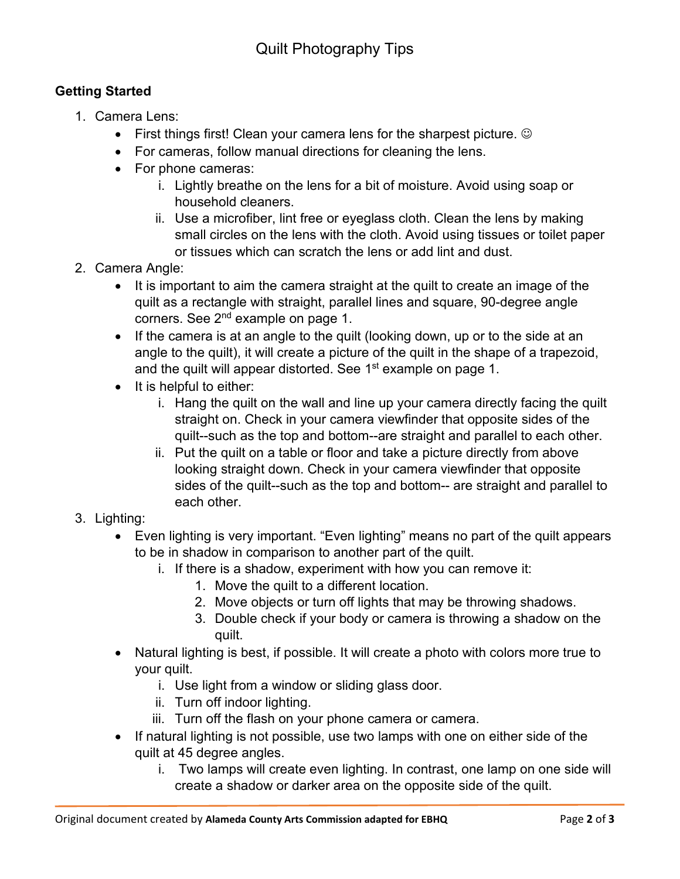# Quilt Photography Tips

**Getting Started**

1. Camera Lens:
   - First things first! Clean your camera lens for the sharpest picture. ☺
   - For cameras, follow manual directions for cleaning the lens.
   - For phone cameras:
     i. Lightly breathe on the lens for a bit of moisture. Avoid using soap or household cleaners.
     ii. Use a microfiber, lint free or eyeglass cloth. Clean the lens by making small circles on the lens with the cloth. Avoid using tissues or toilet paper or tissues which can scratch the lens or add lint and dust.
2. Camera Angle:
   - It is important to aim the camera straight at the quilt to create an image of the quilt as a rectangle with straight, parallel lines and square, 90-degree angle corners. See 2nd example on page 1.
   - If the camera is at an angle to the quilt (looking down, up or to the side at an angle to the quilt), it will create a picture of the quilt in the shape of a trapezoid, and the quilt will appear distorted. See 1st example on page 1.
   - It is helpful to either:
     i. Hang the quilt on the wall and line up your camera directly facing the quilt straight on. Check in your camera viewfinder that opposite sides of the quilt--such as the top and bottom--are straight and parallel to each other.
     ii. Put the quilt on a table or floor and take a picture directly from above looking straight down. Check in your camera viewfinder that opposite sides of the quilt--such as the top and bottom-- are straight and parallel to each other.
3. Lighting:
   - Even lighting is very important. "Even lighting" means no part of the quilt appears to be in shadow in comparison to another part of the quilt.
     i. If there is a shadow, experiment with how you can remove it:
        1. Move the quilt to a different location.
        2. Move objects or turn off lights that may be throwing shadows.
        3. Double check if your body or camera is throwing a shadow on the quilt.
   - Natural lighting is best, if possible. It will create a photo with colors more true to your quilt.
     i. Use light from a window or sliding glass door.
     ii. Turn off indoor lighting.
     iii. Turn off the flash on your phone camera or camera.
   - If natural lighting is not possible, use two lamps with one on either side of the quilt at 45 degree angles.
     i. Two lamps will create even lighting. In contrast, one lamp on one side will create a shadow or darker area on the opposite side of the quilt.

Original document created by **Alameda County Arts Commission adapted for EBHQ**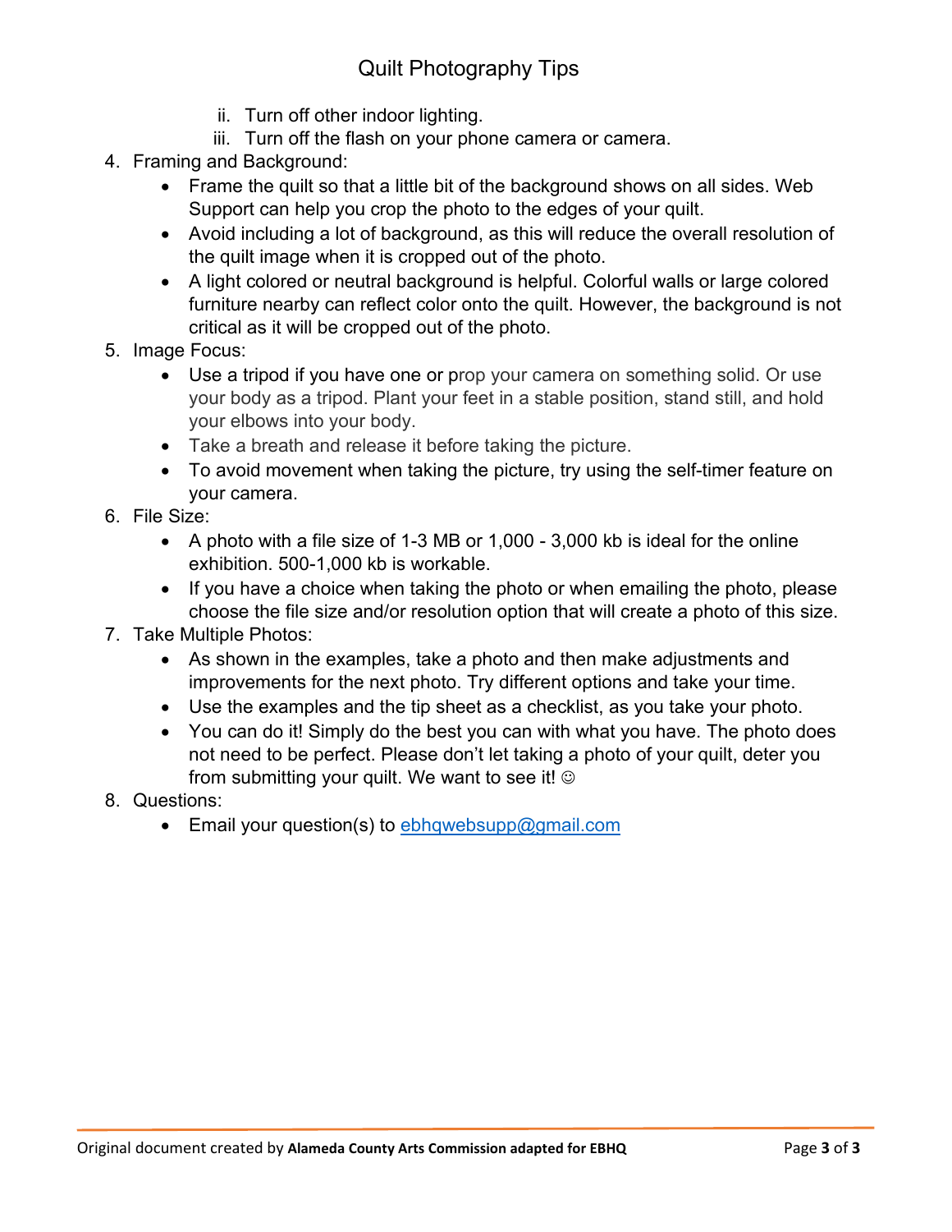ii. Turn off other indoor lighting.
iii. Turn off the flash on your phone camera or camera.

4. Framing and Background:
   - Frame the quilt so that a little bit of the background shows on all sides. Web Support can help you crop the photo to the edges of your quilt.
   - Avoid including a lot of background, as this will reduce the overall resolution of the quilt image when it is cropped out of the photo.
   - A light colored or neutral background is helpful. Colorful walls or large colored furniture nearby can reflect color onto the quilt. However, the background is not critical as it will be cropped out of the photo.
5. Image Focus:
   - Use a tripod if you have one or prop your camera on something solid. Or use your body as a tripod. Plant your feet in a stable position, stand still, and hold your elbows into your body.
   - Take a breath and release it before taking the picture.
   - To avoid movement when taking the picture, try using the self-timer feature on your camera.
6. File Size:
   - A photo with a file size of 1-3 MB or 1,000 - 3,000 kb is ideal for the online exhibition. 500-1,000 kb is workable.
   - If you have a choice when taking the photo or when emailing the photo, please choose the file size and/or resolution option that will create a photo of this size.
7. Take Multiple Photos:
   - As shown in the examples, take a photo and then make adjustments and improvements for the next photo. Try different options and take your time.
   - Use the examples and the tip sheet as a checklist, as you take your photo.
   - You can do it! Simply do the best you can with what you have. The photo does not need to be perfect. Please don't let taking a photo of your quilt, deter you from submitting your quilt. We want to see it! ☺
8. Questions:
   - Email your question(s) to ebhqwebsupp@gmail.com